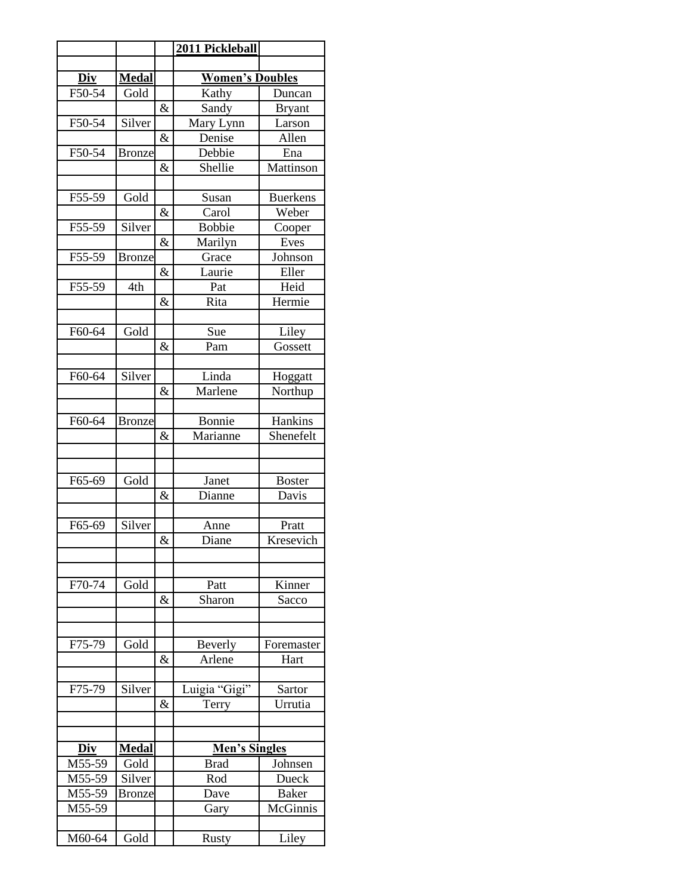| | | | 2011 Pickleball | |
|---|---|---|---|---|
| | | | | |
| **Div** | **Medal** | | **Women's Doubles** | |
| F50-54 | Gold | | Kathy | Duncan |
| | | & | Sandy | Bryant |
| F50-54 | Silver | | Mary Lynn | Larson |
| | | & | Denise | Allen |
| F50-54 | Bronze | | Debbie | Ena |
| | | & | Shellie | Mattinson |
| | | | | |
| F55-59 | Gold | | Susan | Buerkens |
| | | & | Carol | Weber |
| F55-59 | Silver | | Bobbie | Cooper |
| | | & | Marilyn | Eves |
| F55-59 | Bronze | | Grace | Johnson |
| | | & | Laurie | Eller |
| F55-59 | 4th | | Pat | Heid |
| | | & | Rita | Hermie |
| | | | | |
| F60-64 | Gold | | Sue | Liley |
| | | & | Pam | Gossett |
| | | | | |
| F60-64 | Silver | | Linda | Hoggatt |
| | | & | Marlene | Northup |
| | | | | |
| F60-64 | Bronze | | Bonnie | Hankins |
| | | & | Marianne | Shenefelt |
| | | | | |
| | | | | |
| F65-69 | Gold | | Janet | Boster |
| | | & | Dianne | Davis |
| | | | | |
| F65-69 | Silver | | Anne | Pratt |
| | | & | Diane | Kresevich |
| | | | | |
| | | | | |
| F70-74 | Gold | | Patt | Kinner |
| | | & | Sharon | Sacco |
| | | | | |
| | | | | |
| F75-79 | Gold | | Beverly | Foremaster |
| | | & | Arlene | Hart |
| | | | | |
| F75-79 | Silver | | Luigia "Gigi" | Sartor |
| | | & | Terry | Urrutia |
| | | | | |
| | | | | |
| **Div** | **Medal** | | **Men's Singles** | |
| M55-59 | Gold | | Brad | Johnsen |
| M55-59 | Silver | | Rod | Dueck |
| M55-59 | Bronze | | Dave | Baker |
| M55-59 | | | Gary | McGinnis |
| | | | | |
| M60-64 | Gold | | Rusty | Liley |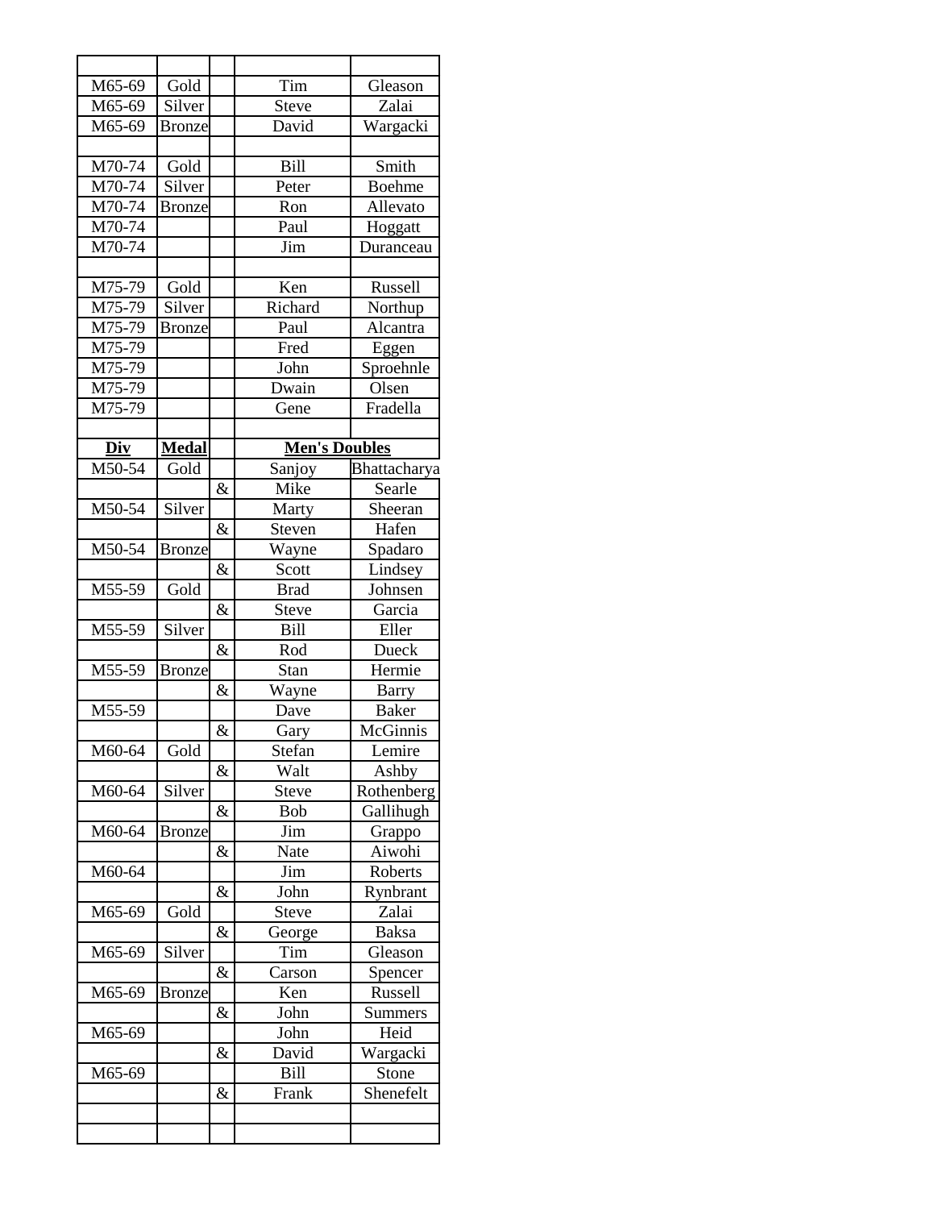| | | | | |
|---|---|---|---|---|
| M65-69 | Gold | | Tim | Gleason |
| M65-69 | Silver | | Steve | Zalai |
| M65-69 | Bronze | | David | Wargacki |
| | | | | |
| M70-74 | Gold | | Bill | Smith |
| M70-74 | Silver | | Peter | Boehme |
| M70-74 | Bronze | | Ron | Allevato |
| M70-74 | | | Paul | Hoggatt |
| M70-74 | | | Jim | Duranceau |
| | | | | |
| M75-79 | Gold | | Ken | Russell |
| M75-79 | Silver | | Richard | Northup |
| M75-79 | Bronze | | Paul | Alcantra |
| M75-79 | | | Fred | Eggen |
| M75-79 | | | John | Sproehnle |
| M75-79 | | | Dwain | Olsen |
| M75-79 | | | Gene | Fradella |
| | | | | |
| **Div** | **Medal** | | **Men's Doubles** | |
| M50-54 | Gold | | Sanjoy | Bhattacharya |
| | | & | Mike | Searle |
| M50-54 | Silver | | Marty | Sheeran |
| | | & | Steven | Hafen |
| M50-54 | Bronze | | Wayne | Spadaro |
| | | & | Scott | Lindsey |
| M55-59 | Gold | | Brad | Johnsen |
| | | & | Steve | Garcia |
| M55-59 | Silver | | Bill | Eller |
| | | & | Rod | Dueck |
| M55-59 | Bronze | | Stan | Hermie |
| | | & | Wayne | Barry |
| M55-59 | | | Dave | Baker |
| | | & | Gary | McGinnis |
| M60-64 | Gold | | Stefan | Lemire |
| | | & | Walt | Ashby |
| M60-64 | Silver | | Steve | Rothenberg |
| | | & | Bob | Gallihugh |
| M60-64 | Bronze | | Jim | Grappo |
| | | & | Nate | Aiwohi |
| M60-64 | | | Jim | Roberts |
| | | & | John | Rynbrant |
| M65-69 | Gold | | Steve | Zalai |
| | | & | George | Baksa |
| M65-69 | Silver | | Tim | Gleason |
| | | & | Carson | Spencer |
| M65-69 | Bronze | | Ken | Russell |
| | | & | John | Summers |
| M65-69 | | | John | Heid |
| | | & | David | Wargacki |
| M65-69 | | | Bill | Stone |
| | | & | Frank | Shenefelt |
| | | | | |
| | | | | |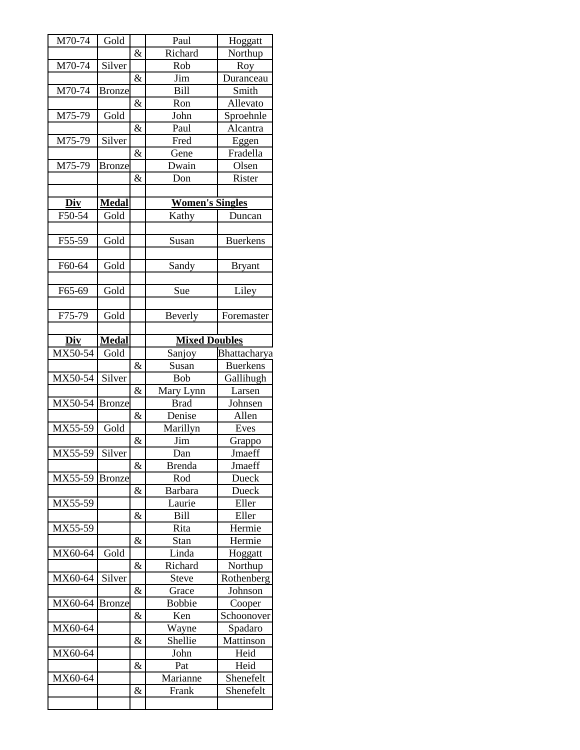| M70-74 | Gold | | Paul | Hoggatt |
|---|---|---|---|---|
| | | & | Richard | Northup |
| M70-74 | Silver | | Rob | Roy |
| | | & | Jim | Duranceau |
| M70-74 | Bronze | | Bill | Smith |
| | | & | Ron | Allevato |
| M75-79 | Gold | | John | Sproehnle |
| | | & | Paul | Alcantra |
| M75-79 | Silver | | Fred | Eggen |
| | | & | Gene | Fradella |
| M75-79 | Bronze | | Dwain | Olsen |
| | | & | Don | Rister |
| | | | | |
| **Div** | **Medal** | | **Women's Singles** | |
| F50-54 | Gold | | Kathy | Duncan |
| | | | | |
| F55-59 | Gold | | Susan | Buerkens |
| | | | | |
| F60-64 | Gold | | Sandy | Bryant |
| | | | | |
| F65-69 | Gold | | Sue | Liley |
| | | | | |
| F75-79 | Gold | | Beverly | Foremaster |
| | | | | |
| **Div** | **Medal** | | **Mixed Doubles** | |
| MX50-54 | Gold | | Sanjoy | Bhattacharya |
| | | & | Susan | Buerkens |
| MX50-54 | Silver | | Bob | Gallihugh |
| | | & | Mary Lynn | Larsen |
| MX50-54 | Bronze | | Brad | Johnsen |
| | | & | Denise | Allen |
| MX55-59 | Gold | | Marillyn | Eves |
| | | & | Jim | Grappo |
| MX55-59 | Silver | | Dan | Jmaeff |
| | | & | Brenda | Jmaeff |
| MX55-59 | Bronze | | Rod | Dueck |
| | | & | Barbara | Dueck |
| MX55-59 | | | Laurie | Eller |
| | | & | Bill | Eller |
| MX55-59 | | | Rita | Hermie |
| | | & | Stan | Hermie |
| MX60-64 | Gold | | Linda | Hoggatt |
| | | & | Richard | Northup |
| MX60-64 | Silver | | Steve | Rothenberg |
| | | & | Grace | Johnson |
| MX60-64 | Bronze | | Bobbie | Cooper |
| | | & | Ken | Schoonover |
| MX60-64 | | | Wayne | Spadaro |
| | | & | Shellie | Mattinson |
| MX60-64 | | | John | Heid |
| | | & | Pat | Heid |
| MX60-64 | | | Marianne | Shenefelt |
| | | & | Frank | Shenefelt |
| | | | | |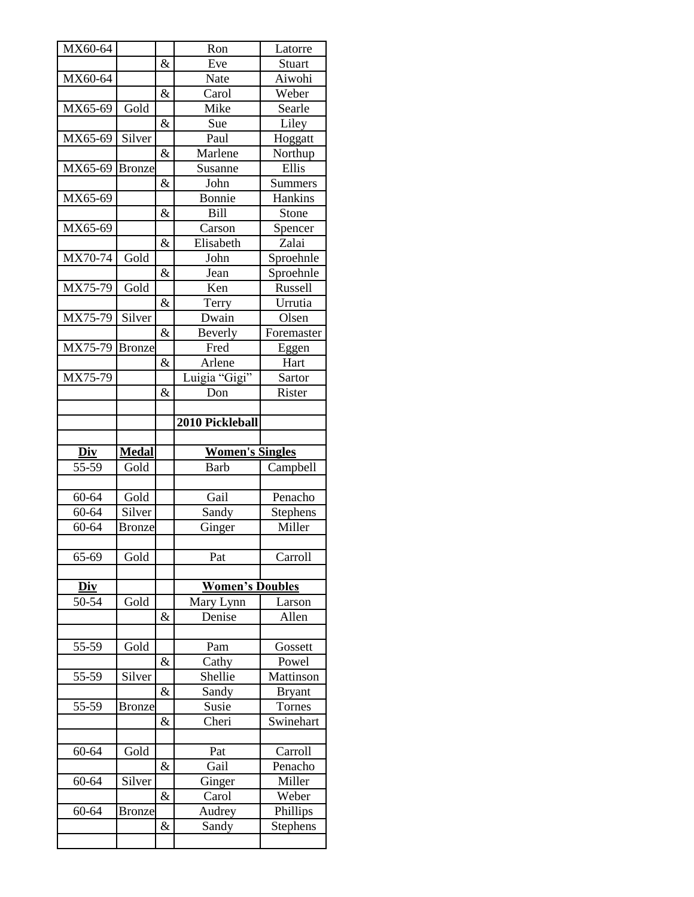| | | | | |
|---|---|---|---|---|
| MX60-64 | | | Ron | Latorre |
| | | & | Eve | Stuart |
| MX60-64 | | | Nate | Aiwohi |
| | | & | Carol | Weber |
| MX65-69 | Gold | | Mike | Searle |
| | | & | Sue | Liley |
| MX65-69 | Silver | | Paul | Hoggatt |
| | | & | Marlene | Northup |
| MX65-69 | Bronze | | Susanne | Ellis |
| | | & | John | Summers |
| MX65-69 | | | Bonnie | Hankins |
| | | & | Bill | Stone |
| MX65-69 | | | Carson | Spencer |
| | | & | Elisabeth | Zalai |
| MX70-74 | Gold | | John | Sproehnle |
| | | & | Jean | Sproehnle |
| MX75-79 | Gold | | Ken | Russell |
| | | & | Terry | Urrutia |
| MX75-79 | Silver | | Dwain | Olsen |
| | | & | Beverly | Foremaster |
| MX75-79 | Bronze | | Fred | Eggen |
| | | & | Arlene | Hart |
| MX75-79 | | | Luigia “Gigi” | Sartor |
| | | & | Don | Rister |
| | | | | |
| | | | **2010 Pickleball** | |
| | | | | |
| **Div** | **Medal** | | **Women's Singles** | |
| 55-59 | Gold | | Barb | Campbell |
| | | | | |
| 60-64 | Gold | | Gail | Penacho |
| 60-64 | Silver | | Sandy | Stephens |
| 60-64 | Bronze | | Ginger | Miller |
| | | | | |
| 65-69 | Gold | | Pat | Carroll |
| | | | | |
| **Div** | | | **Women’s Doubles** | |
| 50-54 | Gold | | Mary Lynn | Larson |
| | | & | Denise | Allen |
| | | | | |
| 55-59 | Gold | | Pam | Gossett |
| | | & | Cathy | Powel |
| 55-59 | Silver | | Shellie | Mattinson |
| | | & | Sandy | Bryant |
| 55-59 | Bronze | | Susie | Tornes |
| | | & | Cheri | Swinehart |
| | | | | |
| 60-64 | Gold | | Pat | Carroll |
| | | & | Gail | Penacho |
| 60-64 | Silver | | Ginger | Miller |
| | | & | Carol | Weber |
| 60-64 | Bronze | | Audrey | Phillips |
| | | & | Sandy | Stephens |
| | | | | |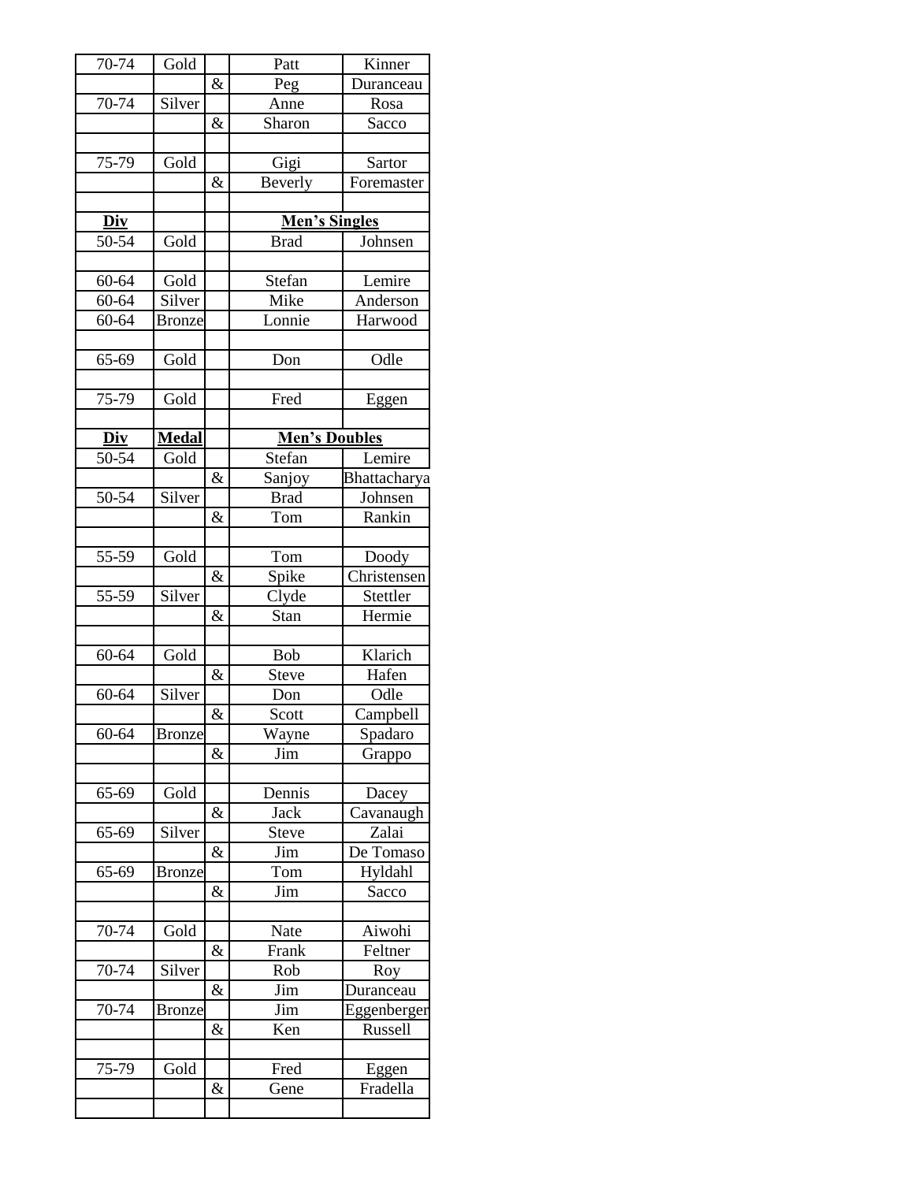| 70-74 | Gold | | Patt | Kinner |
|---|---|---|---|---|
| | | & | Peg | Duranceau |
| 70-74 | Silver | | Anne | Rosa |
| | | & | Sharon | Sacco |
| | | | | |
| 75-79 | Gold | | Gigi | Sartor |
| | | & | Beverly | Foremaster |
| | | | | |
| **Div** | | | **Men's Singles** | |
| 50-54 | Gold | | Brad | Johnsen |
| | | | | |
| 60-64 | Gold | | Stefan | Lemire |
| 60-64 | Silver | | Mike | Anderson |
| 60-64 | Bronze | | Lonnie | Harwood |
| | | | | |
| 65-69 | Gold | | Don | Odle |
| | | | | |
| 75-79 | Gold | | Fred | Eggen |
| | | | | |
| **Div** | **Medal** | | **Men's Doubles** | |
| 50-54 | Gold | | Stefan | Lemire |
| | | & | Sanjoy | Bhattacharya |
| 50-54 | Silver | | Brad | Johnsen |
| | | & | Tom | Rankin |
| | | | | |
| 55-59 | Gold | | Tom | Doody |
| | | & | Spike | Christensen |
| 55-59 | Silver | | Clyde | Stettler |
| | | & | Stan | Hermie |
| | | | | |
| 60-64 | Gold | | Bob | Klarich |
| | | & | Steve | Hafen |
| 60-64 | Silver | | Don | Odle |
| | | & | Scott | Campbell |
| 60-64 | Bronze | | Wayne | Spadaro |
| | | & | Jim | Grappo |
| | | | | |
| 65-69 | Gold | | Dennis | Dacey |
| | | & | Jack | Cavanaugh |
| 65-69 | Silver | | Steve | Zalai |
| | | & | Jim | De Tomaso |
| 65-69 | Bronze | | Tom | Hyldahl |
| | | & | Jim | Sacco |
| | | | | |
| 70-74 | Gold | | Nate | Aiwohi |
| | | & | Frank | Feltner |
| 70-74 | Silver | | Rob | Roy |
| | | & | Jim | Duranceau |
| 70-74 | Bronze | | Jim | Eggenberger |
| | | & | Ken | Russell |
| | | | | |
| 75-79 | Gold | | Fred | Eggen |
| | | & | Gene | Fradella |
| | | | | |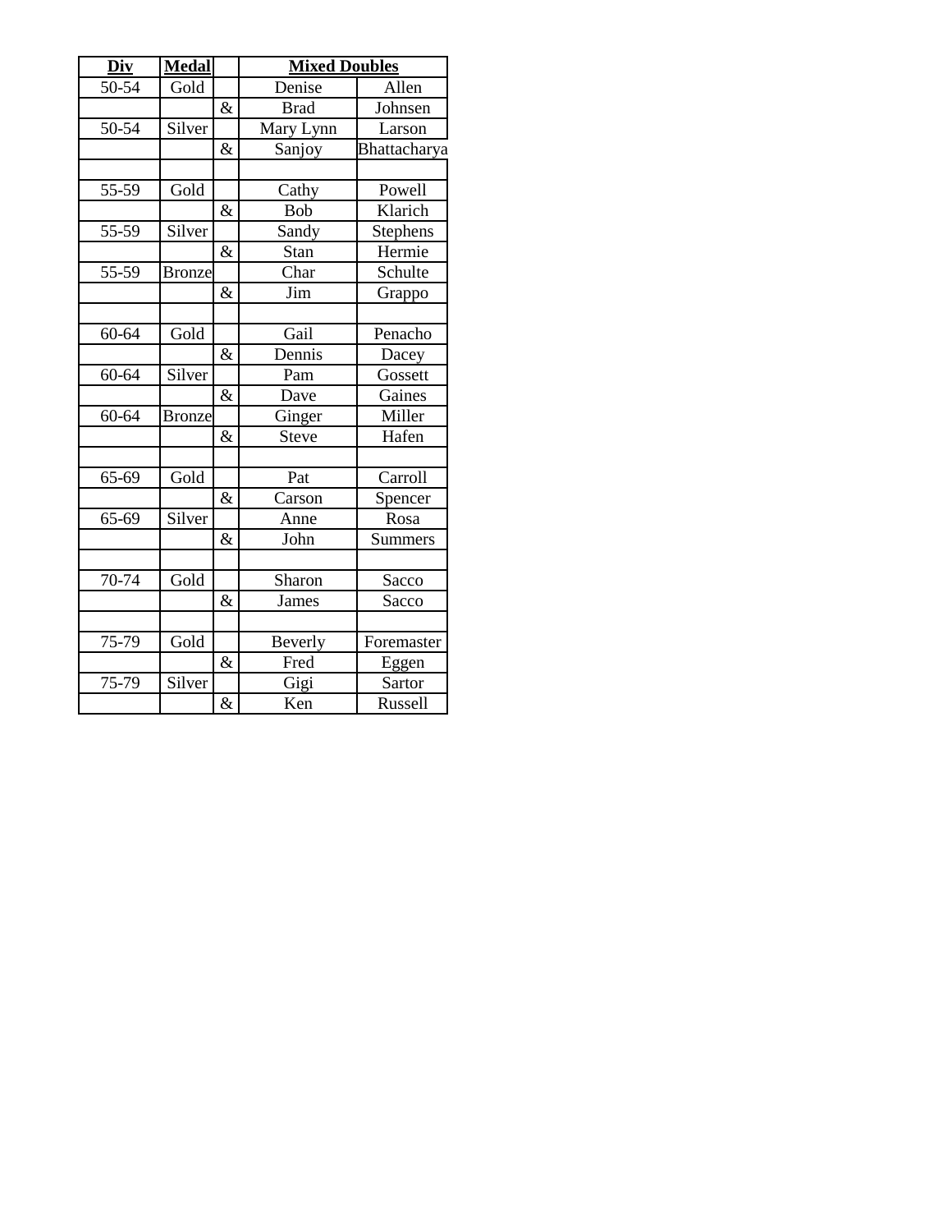| Div | Medal | | Mixed Doubles | |
|---|---|---|---|---|
| 50-54 | Gold | | Denise | Allen |
| | | & | Brad | Johnsen |
| 50-54 | Silver | | Mary Lynn | Larson |
| | | & | Sanjoy | Bhattacharya |
| | | | | |
| 55-59 | Gold | | Cathy | Powell |
| | | & | Bob | Klarich |
| 55-59 | Silver | | Sandy | Stephens |
| | | & | Stan | Hermie |
| 55-59 | Bronze | | Char | Schulte |
| | | & | Jim | Grappo |
| | | | | |
| 60-64 | Gold | | Gail | Penacho |
| | | & | Dennis | Dacey |
| 60-64 | Silver | | Pam | Gossett |
| | | & | Dave | Gaines |
| 60-64 | Bronze | | Ginger | Miller |
| | | & | Steve | Hafen |
| | | | | |
| 65-69 | Gold | | Pat | Carroll |
| | | & | Carson | Spencer |
| 65-69 | Silver | | Anne | Rosa |
| | | & | John | Summers |
| | | | | |
| 70-74 | Gold | | Sharon | Sacco |
| | | & | James | Sacco |
| | | | | |
| 75-79 | Gold | | Beverly | Foremaster |
| | | & | Fred | Eggen |
| 75-79 | Silver | | Gigi | Sartor |
| | | & | Ken | Russell |